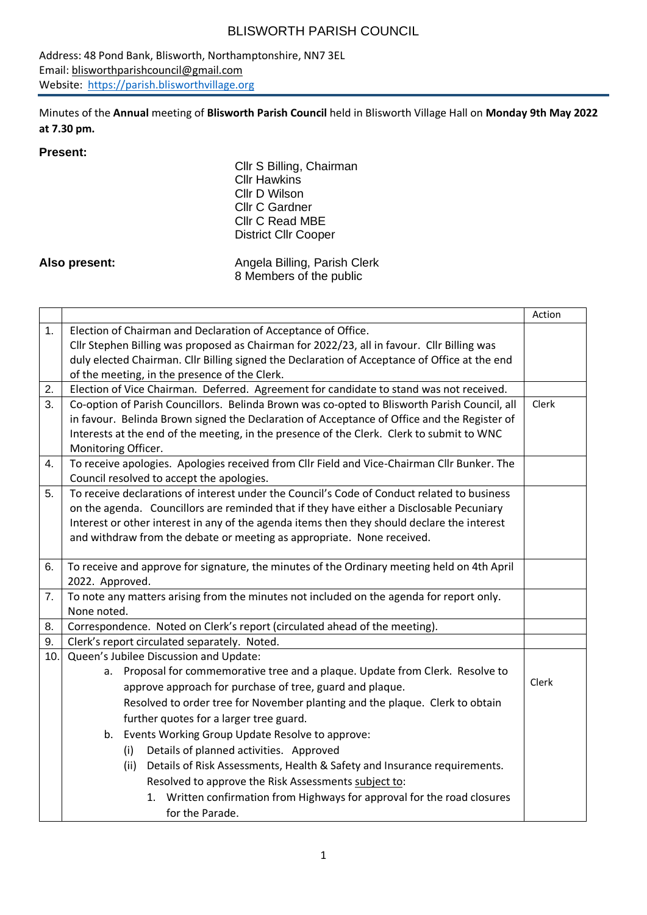# BLISWORTH PARISH COUNCIL

Address: 48 Pond Bank, Blisworth, Northamptonshire, NN7 3EL
Email: blisworthparishcouncil@gmail.com
Website: https://parish.blisworthvillage.org

Minutes of the **Annual** meeting of **Blisworth Parish Council** held in Blisworth Village Hall on **Monday 9th May 2022 at 7.30 pm.**

**Present:**

Cllr S Billing, Chairman
Cllr Hawkins
Cllr D Wilson
Cllr C Gardner
Cllr C Read MBE
District Cllr Cooper

**Also present:**

Angela Billing, Parish Clerk
8 Members of the public

| | | Action |
|---|---|---|
| 1. | Election of Chairman and Declaration of Acceptance of Office. Cllr Stephen Billing was proposed as Chairman for 2022/23, all in favour. Cllr Billing was duly elected Chairman. Cllr Billing signed the Declaration of Acceptance of Office at the end of the meeting, in the presence of the Clerk. | |
| 2. | Election of Vice Chairman. Deferred. Agreement for candidate to stand was not received. | |
| 3. | Co-option of Parish Councillors. Belinda Brown was co-opted to Blisworth Parish Council, all in favour. Belinda Brown signed the Declaration of Acceptance of Office and the Register of Interests at the end of the meeting, in the presence of the Clerk. Clerk to submit to WNC Monitoring Officer. | Clerk |
| 4. | To receive apologies. Apologies received from Cllr Field and Vice-Chairman Cllr Bunker. The Council resolved to accept the apologies. | |
| 5. | To receive declarations of interest under the Council's Code of Conduct related to business on the agenda. Councillors are reminded that if they have either a Disclosable Pecuniary Interest or other interest in any of the agenda items then they should declare the interest and withdraw from the debate or meeting as appropriate. None received. | |
| 6. | To receive and approve for signature, the minutes of the Ordinary meeting held on 4th April 2022. Approved. | |
| 7. | To note any matters arising from the minutes not included on the agenda for report only. None noted. | |
| 8. | Correspondence. Noted on Clerk's report (circulated ahead of the meeting). | |
| 9. | Clerk's report circulated separately. Noted. | |
| 10. | Queen's Jubilee Discussion and Update:<br>a. Proposal for commemorative tree and a plaque. Update from Clerk. Resolve to approve approach for purchase of tree, guard and plaque.<br>Resolved to order tree for November planting and the plaque. Clerk to obtain further quotes for a larger tree guard.<br>b. Events Working Group Update Resolve to approve:<br>(i) Details of planned activities. Approved<br>(ii) Details of Risk Assessments, Health & Safety and Insurance requirements. Resolved to approve the Risk Assessments subject to:<br>1. Written confirmation from Highways for approval for the road closures for the Parade. | Clerk |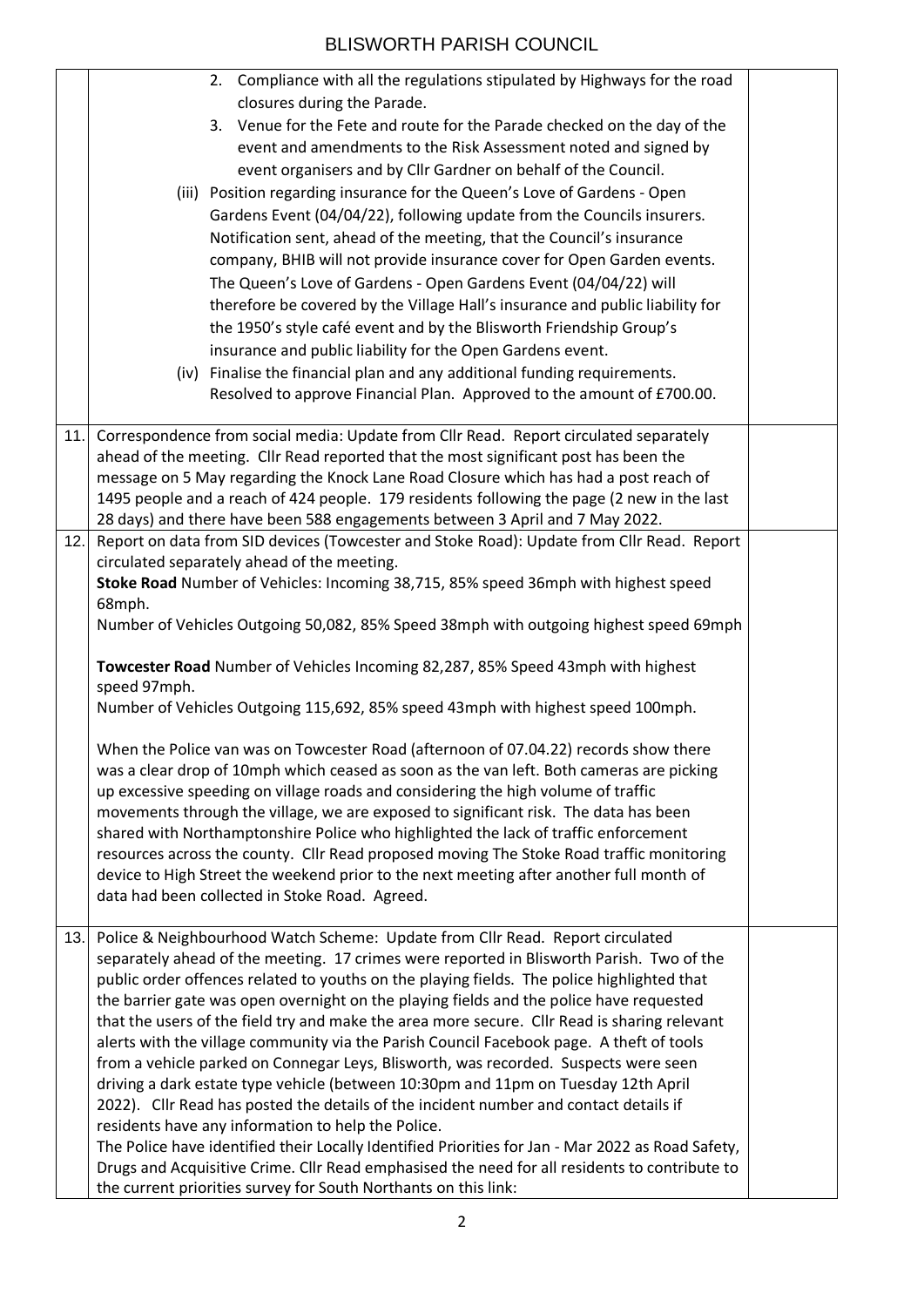| | | |
|---|---|---|
| | 2. Compliance with all the regulations stipulated by Highways for the road closures during the Parade.<br>3. Venue for the Fete and route for the Parade checked on the day of the event and amendments to the Risk Assessment noted and signed by event organisers and by Cllr Gardner on behalf of the Council.<br>(iii) Position regarding insurance for the Queen's Love of Gardens - Open Gardens Event (04/04/22), following update from the Councils insurers. Notification sent, ahead of the meeting, that the Council's insurance company, BHIB will not provide insurance cover for Open Garden events. The Queen's Love of Gardens - Open Gardens Event (04/04/22) will therefore be covered by the Village Hall's insurance and public liability for the 1950's style café event and by the Blisworth Friendship Group's insurance and public liability for the Open Gardens event.<br>(iv) Finalise the financial plan and any additional funding requirements. Resolved to approve Financial Plan. Approved to the amount of £700.00. | |
| 11. | Correspondence from social media: Update from Cllr Read. Report circulated separately ahead of the meeting. Cllr Read reported that the most significant post has been the message on 5 May regarding the Knock Lane Road Closure which has had a post reach of 1495 people and a reach of 424 people. 179 residents following the page (2 new in the last 28 days) and there have been 588 engagements between 3 April and 7 May 2022. | |
| 12. | Report on data from SID devices (Towcester and Stoke Road): Update from Cllr Read. Report circulated separately ahead of the meeting.<br>**Stoke Road** Number of Vehicles: Incoming 38,715, 85% speed 36mph with highest speed 68mph.<br>Number of Vehicles Outgoing 50,082, 85% Speed 38mph with outgoing highest speed 69mph<br><br>**Towcester Road** Number of Vehicles Incoming 82,287, 85% Speed 43mph with highest speed 97mph.<br>Number of Vehicles Outgoing 115,692, 85% speed 43mph with highest speed 100mph.<br><br>When the Police van was on Towcester Road (afternoon of 07.04.22) records show there was a clear drop of 10mph which ceased as soon as the van left. Both cameras are picking up excessive speeding on village roads and considering the high volume of traffic movements through the village, we are exposed to significant risk. The data has been shared with Northamptonshire Police who highlighted the lack of traffic enforcement resources across the county. Cllr Read proposed moving The Stoke Road traffic monitoring device to High Street the weekend prior to the next meeting after another full month of data had been collected in Stoke Road. Agreed. | |
| 13. | Police & Neighbourhood Watch Scheme: Update from Cllr Read. Report circulated separately ahead of the meeting. 17 crimes were reported in Blisworth Parish. Two of the public order offences related to youths on the playing fields. The police highlighted that the barrier gate was open overnight on the playing fields and the police have requested that the users of the field try and make the area more secure. Cllr Read is sharing relevant alerts with the village community via the Parish Council Facebook page. A theft of tools from a vehicle parked on Connegar Leys, Blisworth, was recorded. Suspects were seen driving a dark estate type vehicle (between 10:30pm and 11pm on Tuesday 12th April 2022). Cllr Read has posted the details of the incident number and contact details if residents have any information to help the Police.<br>The Police have identified their Locally Identified Priorities for Jan - Mar 2022 as Road Safety, Drugs and Acquisitive Crime. Cllr Read emphasised the need for all residents to contribute to the current priorities survey for South Northants on this link: | |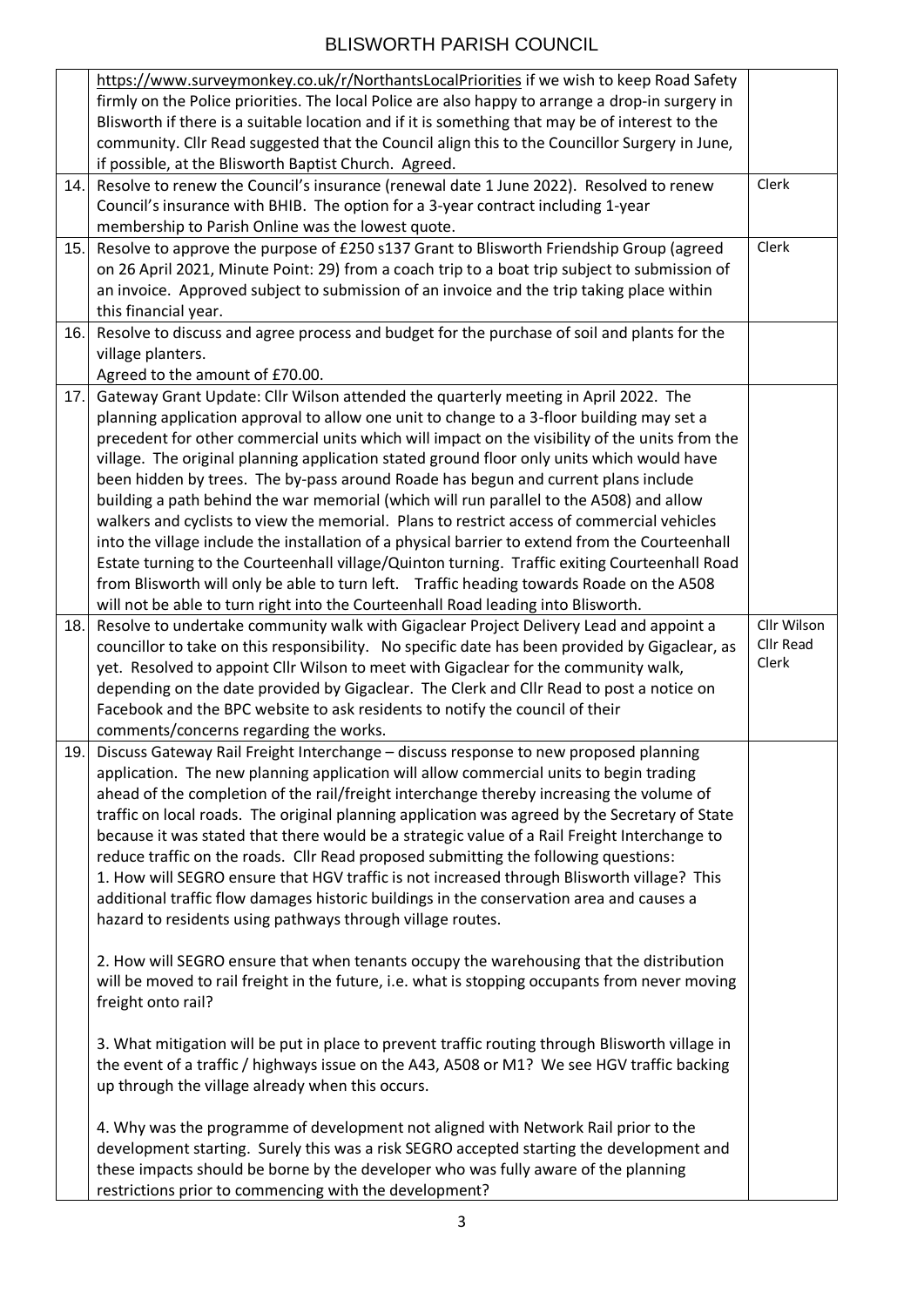| | | |
|---|---|---|
| | https://www.surveymonkey.co.uk/r/NorthantsLocalPriorities if we wish to keep Road Safety firmly on the Police priorities. The local Police are also happy to arrange a drop-in surgery in Blisworth if there is a suitable location and if it is something that may be of interest to the community. Cllr Read suggested that the Council align this to the Councillor Surgery in June, if possible, at the Blisworth Baptist Church. Agreed. | |
| 14. | Resolve to renew the Council's insurance (renewal date 1 June 2022). Resolved to renew Council's insurance with BHIB. The option for a 3-year contract including 1-year membership to Parish Online was the lowest quote. | Clerk |
| 15. | Resolve to approve the purpose of £250 s137 Grant to Blisworth Friendship Group (agreed on 26 April 2021, Minute Point: 29) from a coach trip to a boat trip subject to submission of an invoice. Approved subject to submission of an invoice and the trip taking place within this financial year. | Clerk |
| 16. | Resolve to discuss and agree process and budget for the purchase of soil and plants for the village planters.<br>Agreed to the amount of £70.00. | |
| 17. | Gateway Grant Update: Cllr Wilson attended the quarterly meeting in April 2022. The planning application approval to allow one unit to change to a 3-floor building may set a precedent for other commercial units which will impact on the visibility of the units from the village. The original planning application stated ground floor only units which would have been hidden by trees. The by-pass around Roade has begun and current plans include building a path behind the war memorial (which will run parallel to the A508) and allow walkers and cyclists to view the memorial. Plans to restrict access of commercial vehicles into the village include the installation of a physical barrier to extend from the Courteenhall Estate turning to the Courteenhall village/Quinton turning. Traffic exiting Courteenhall Road from Blisworth will only be able to turn left. Traffic heading towards Roade on the A508 will not be able to turn right into the Courteenhall Road leading into Blisworth. | |
| 18. | Resolve to undertake community walk with Gigaclear Project Delivery Lead and appoint a councillor to take on this responsibility. No specific date has been provided by Gigaclear, as yet. Resolved to appoint Cllr Wilson to meet with Gigaclear for the community walk, depending on the date provided by Gigaclear. The Clerk and Cllr Read to post a notice on Facebook and the BPC website to ask residents to notify the council of their comments/concerns regarding the works. | Cllr Wilson<br>Cllr Read<br>Clerk |
| 19. | Discuss Gateway Rail Freight Interchange – discuss response to new proposed planning application. The new planning application will allow commercial units to begin trading ahead of the completion of the rail/freight interchange thereby increasing the volume of traffic on local roads. The original planning application was agreed by the Secretary of State because it was stated that there would be a strategic value of a Rail Freight Interchange to reduce traffic on the roads. Cllr Read proposed submitting the following questions:<br>1. How will SEGRO ensure that HGV traffic is not increased through Blisworth village? This additional traffic flow damages historic buildings in the conservation area and causes a hazard to residents using pathways through village routes.<br><br>2. How will SEGRO ensure that when tenants occupy the warehousing that the distribution will be moved to rail freight in the future, i.e. what is stopping occupants from never moving freight onto rail?<br><br>3. What mitigation will be put in place to prevent traffic routing through Blisworth village in the event of a traffic / highways issue on the A43, A508 or M1? We see HGV traffic backing up through the village already when this occurs.<br><br>4. Why was the programme of development not aligned with Network Rail prior to the development starting. Surely this was a risk SEGRO accepted starting the development and these impacts should be borne by the developer who was fully aware of the planning restrictions prior to commencing with the development? | |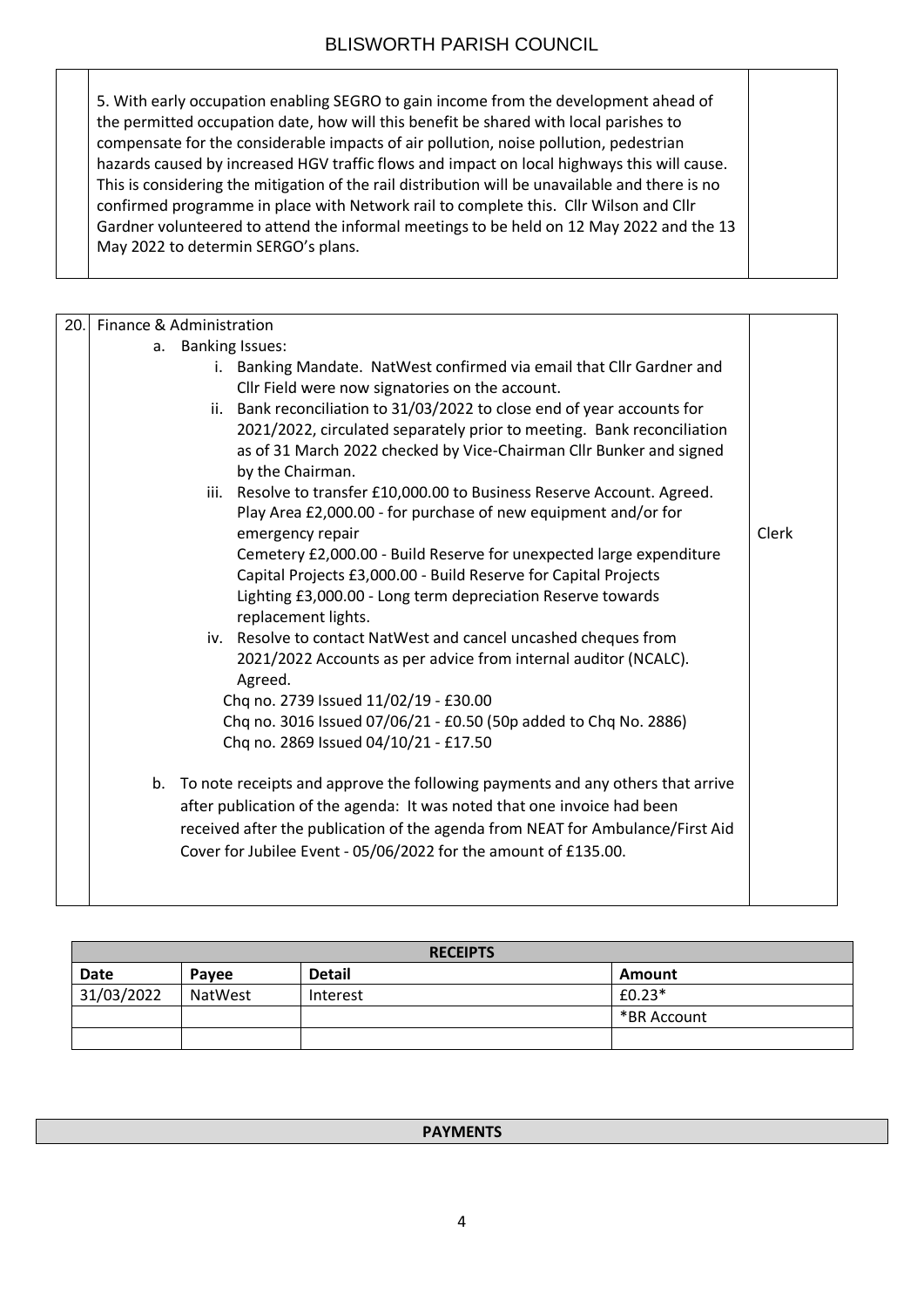| | | |
|---|---|---|
| | 5. With early occupation enabling SEGRO to gain income from the development ahead of the permitted occupation date, how will this benefit be shared with local parishes to compensate for the considerable impacts of air pollution, noise pollution, pedestrian hazards caused by increased HGV traffic flows and impact on local highways this will cause. This is considering the mitigation of the rail distribution will be unavailable and there is no confirmed programme in place with Network rail to complete this. Cllr Wilson and Cllr Gardner volunteered to attend the informal meetings to be held on 12 May 2022 and the 13 May 2022 to determin SERGO's plans. | |

| | | |
|---|---|---|
| 20. | Finance & Administration<br>a. Banking Issues:<br>i. Banking Mandate. NatWest confirmed via email that Cllr Gardner and Cllr Field were now signatories on the account.<br>ii. Bank reconciliation to 31/03/2022 to close end of year accounts for 2021/2022, circulated separately prior to meeting. Bank reconciliation as of 31 March 2022 checked by Vice-Chairman Cllr Bunker and signed by the Chairman.<br>iii. Resolve to transfer £10,000.00 to Business Reserve Account. Agreed.<br>Play Area £2,000.00 - for purchase of new equipment and/or for emergency repair<br>Cemetery £2,000.00 - Build Reserve for unexpected large expenditure<br>Capital Projects £3,000.00 - Build Reserve for Capital Projects<br>Lighting £3,000.00 - Long term depreciation Reserve towards replacement lights.<br>iv. Resolve to contact NatWest and cancel uncashed cheques from 2021/2022 Accounts as per advice from internal auditor (NCALC). Agreed.<br>Chq no. 2739 Issued 11/02/19 - £30.00<br>Chq no. 3016 Issued 07/06/21 - £0.50 (50p added to Chq No. 2886)<br>Chq no. 2869 Issued 04/10/21 - £17.50<br><br>b. To note receipts and approve the following payments and any others that arrive after publication of the agenda: It was noted that one invoice had been received after the publication of the agenda from NEAT for Ambulance/First Aid Cover for Jubilee Event - 05/06/2022 for the amount of £135.00. | Clerk |

| RECEIPTS | | | |
|---|---|---|---|
| **Date** | **Payee** | **Detail** | **Amount** |
| 31/03/2022 | NatWest | Interest | £0.23* |
| | | | *BR Account |
| | | | |

| PAYMENTS |
|---|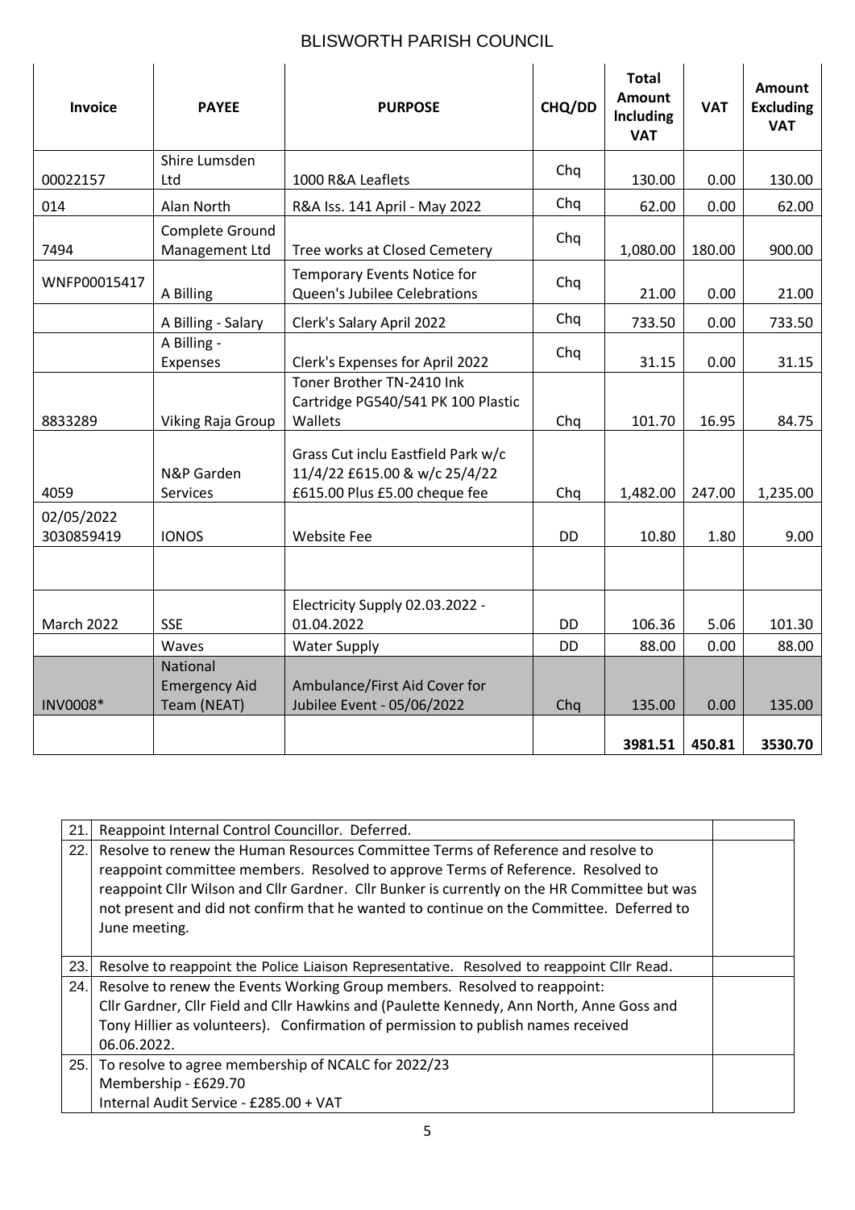# BLISWORTH PARISH COUNCIL

| Invoice | PAYEE | PURPOSE | CHQ/DD | Total Amount Including VAT | VAT | Amount Excluding VAT |
|---|---|---|---|---|---|---|
| 00022157 | Shire Lumsden Ltd | 1000 R&A Leaflets | Chq | 130.00 | 0.00 | 130.00 |
| 014 | Alan North | R&A Iss. 141 April - May 2022 | Chq | 62.00 | 0.00 | 62.00 |
| 7494 | Complete Ground Management Ltd | Tree works at Closed Cemetery | Chq | 1,080.00 | 180.00 | 900.00 |
| WNFP00015417 | A Billing | Temporary Events Notice for Queen's Jubilee Celebrations | Chq | 21.00 | 0.00 | 21.00 |
| | A Billing - Salary | Clerk's Salary April 2022 | Chq | 733.50 | 0.00 | 733.50 |
| | A Billing - Expenses | Clerk's Expenses for April 2022 | Chq | 31.15 | 0.00 | 31.15 |
| 8833289 | Viking Raja Group | Toner Brother TN-2410 Ink Cartridge PG540/541 PK 100 Plastic Wallets | Chq | 101.70 | 16.95 | 84.75 |
| 4059 | N&P Garden Services | Grass Cut inclu Eastfield Park w/c 11/4/22 £615.00 & w/c 25/4/22 £615.00 Plus £5.00 cheque fee | Chq | 1,482.00 | 247.00 | 1,235.00 |
| 02/05/2022 3030859419 | IONOS | Website Fee | DD | 10.80 | 1.80 | 9.00 |
| | | | | | | |
| March 2022 | SSE | Electricity Supply 02.03.2022 - 01.04.2022 | DD | 106.36 | 5.06 | 101.30 |
| | Waves | Water Supply | DD | 88.00 | 0.00 | 88.00 |
| INV0008* | National Emergency Aid Team (NEAT) | Ambulance/First Aid Cover for Jubilee Event - 05/06/2022 | Chq | 135.00 | 0.00 | 135.00 |
| | | | | **3981.51** | **450.81** | **3530.70** |

| | | |
|---|---|---|
| 21. | Reappoint Internal Control Councillor. Deferred. | |
| 22. | Resolve to renew the Human Resources Committee Terms of Reference and resolve to reappoint committee members. Resolved to approve Terms of Reference. Resolved to reappoint Cllr Wilson and Cllr Gardner. Cllr Bunker is currently on the HR Committee but was not present and did not confirm that he wanted to continue on the Committee. Deferred to June meeting. | |
| 23. | Resolve to reappoint the Police Liaison Representative. Resolved to reappoint Cllr Read. | |
| 24. | Resolve to renew the Events Working Group members. Resolved to reappoint: Cllr Gardner, Cllr Field and Cllr Hawkins and (Paulette Kennedy, Ann North, Anne Goss and Tony Hillier as volunteers). Confirmation of permission to publish names received 06.06.2022. | |
| 25. | To resolve to agree membership of NCALC for 2022/23<br>Membership - £629.70<br>Internal Audit Service - £285.00 + VAT | |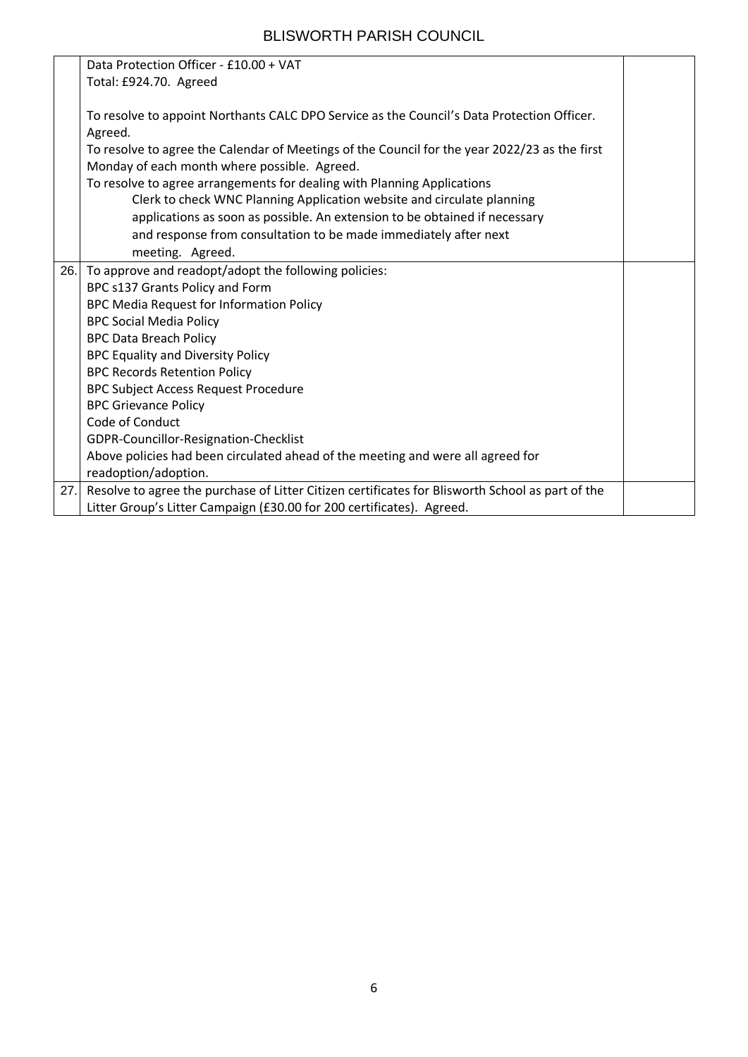| | | |
|---|---|---|
| | Data Protection Officer - £10.00 + VAT<br>Total: £924.70. Agreed<br><br>To resolve to appoint Northants CALC DPO Service as the Council's Data Protection Officer. Agreed.<br>To resolve to agree the Calendar of Meetings of the Council for the year 2022/23 as the first Monday of each month where possible. Agreed.<br>To resolve to agree arrangements for dealing with Planning Applications<br>Clerk to check WNC Planning Application website and circulate planning applications as soon as possible. An extension to be obtained if necessary and response from consultation to be made immediately after next meeting. Agreed. | |
| 26. | To approve and readopt/adopt the following policies:<br>BPC s137 Grants Policy and Form<br>BPC Media Request for Information Policy<br>BPC Social Media Policy<br>BPC Data Breach Policy<br>BPC Equality and Diversity Policy<br>BPC Records Retention Policy<br>BPC Subject Access Request Procedure<br>BPC Grievance Policy<br>Code of Conduct<br>GDPR-Councillor-Resignation-Checklist<br>Above policies had been circulated ahead of the meeting and were all agreed for readoption/adoption. | |
| 27. | Resolve to agree the purchase of Litter Citizen certificates for Blisworth School as part of the Litter Group's Litter Campaign (£30.00 for 200 certificates). Agreed. | |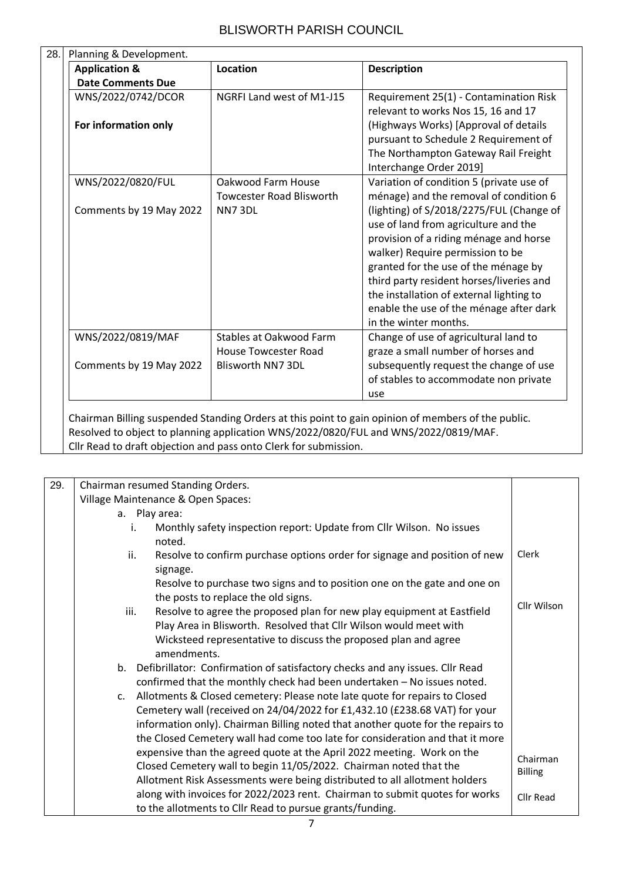| 28. | Planning & Development. | | |
|---|---|---|---|

**28. Planning & Development.**

| Application & Date Comments Due | Location | Description |
|---|---|---|
| WNS/2022/0742/DCOR<br><br>**For information only** | NGRFI Land west of M1-J15 | Requirement 25(1) - Contamination Risk relevant to works Nos 15, 16 and 17 (Highways Works) [Approval of details pursuant to Schedule 2 Requirement of The Northampton Gateway Rail Freight Interchange Order 2019] |
| WNS/2022/0820/FUL<br><br>Comments by 19 May 2022 | Oakwood Farm House Towcester Road Blisworth NN7 3DL | Variation of condition 5 (private use of ménage) and the removal of condition 6 (lighting) of S/2018/2275/FUL (Change of use of land from agriculture and the provision of a riding ménage and horse walker) Require permission to be granted for the use of the ménage by third party resident horses/liveries and the installation of external lighting to enable the use of the ménage after dark in the winter months. |
| WNS/2022/0819/MAF<br><br>Comments by 19 May 2022 | Stables at Oakwood Farm House Towcester Road Blisworth NN7 3DL | Change of use of agricultural land to graze a small number of horses and subsequently request the change of use of stables to accommodate non private use |

Chairman Billing suspended Standing Orders at this point to gain opinion of members of the public.
Resolved to object to planning application WNS/2022/0820/FUL and WNS/2022/0819/MAF.
Cllr Read to draft objection and pass onto Clerk for submission.

**29.** Chairman resumed Standing Orders.

Village Maintenance & Open Spaces:

a. Play area:
   i. Monthly safety inspection report: Update from Cllr Wilson. No issues noted.
   ii. Resolve to confirm purchase options order for signage and position of new signage. — **Clerk**
   Resolve to purchase two signs and to position one on the gate and one on the posts to replace the old signs.
   iii. Resolve to agree the proposed plan for new play equipment at Eastfield Play Area in Blisworth. Resolved that Cllr Wilson would meet with Wicksteed representative to discuss the proposed plan and agree amendments. — **Cllr Wilson**

b. Defibrillator: Confirmation of satisfactory checks and any issues. Cllr Read confirmed that the monthly check had been undertaken – No issues noted.

c. Allotments & Closed cemetery: Please note late quote for repairs to Closed Cemetery wall (received on 24/04/2022 for £1,432.10 (£238.68 VAT) for your information only). Chairman Billing noted that another quote for the repairs to the Closed Cemetery wall had come too late for consideration and that it more expensive than the agreed quote at the April 2022 meeting. Work on the Closed Cemetery wall to begin 11/05/2022. Chairman noted that the Allotment Risk Assessments were being distributed to all allotment holders along with invoices for 2022/2023 rent. Chairman to submit quotes for works to the allotments to Cllr Read to pursue grants/funding. — **Chairman Billing**, **Cllr Read**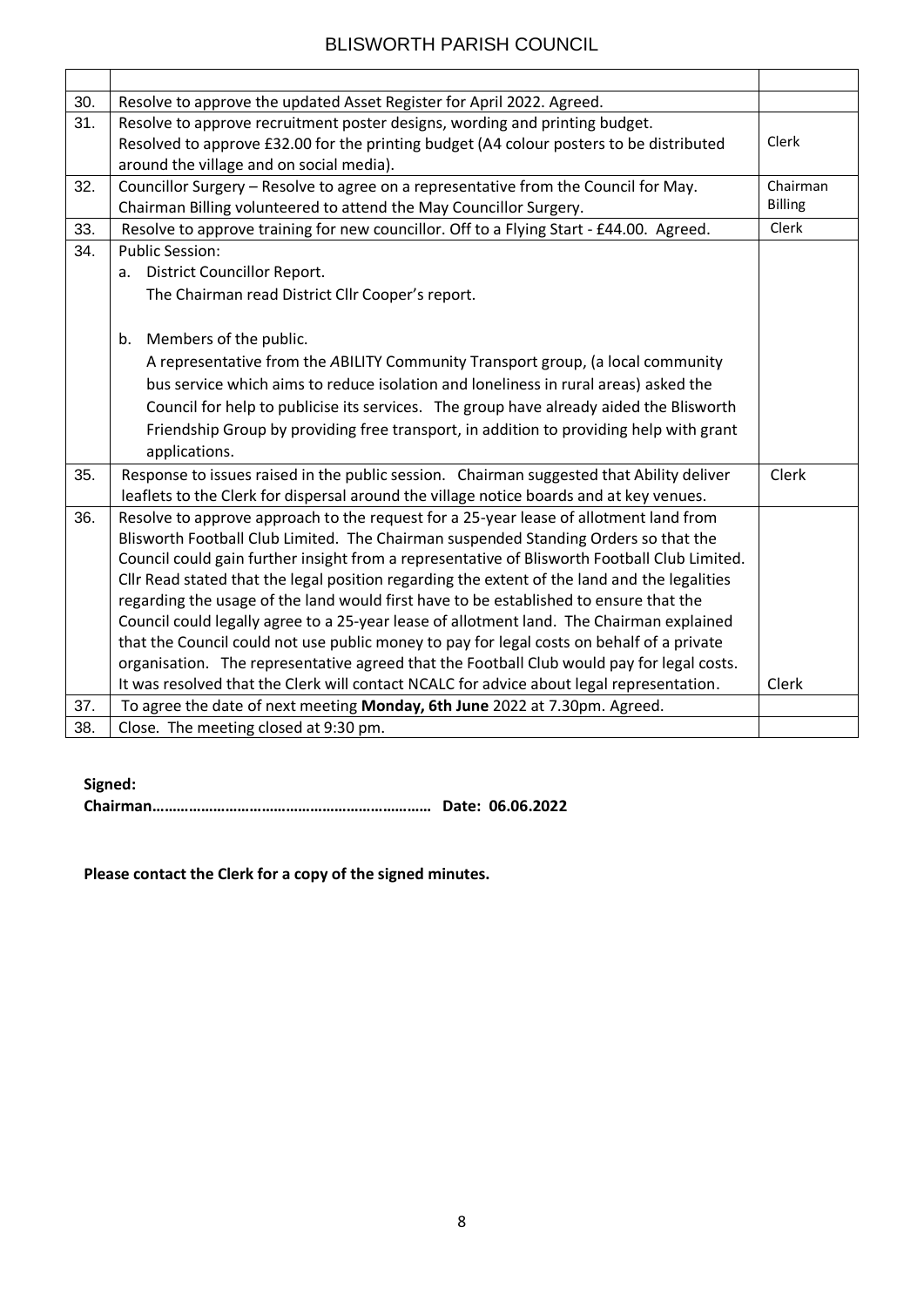| | | |
|---|---|---|
| 30. | Resolve to approve the updated Asset Register for April 2022. Agreed. | |
| 31. | Resolve to approve recruitment poster designs, wording and printing budget.<br>Resolved to approve £32.00 for the printing budget (A4 colour posters to be distributed around the village and on social media). | Clerk |
| 32. | Councillor Surgery – Resolve to agree on a representative from the Council for May.<br>Chairman Billing volunteered to attend the May Councillor Surgery. | Chairman Billing |
| 33. | Resolve to approve training for new councillor. Off to a Flying Start - £44.00. Agreed. | Clerk |
| 34. | Public Session:<br>a. District Councillor Report.<br>The Chairman read District Cllr Cooper's report.<br><br>b. Members of the public.<br>A representative from the *A*BILITY Community Transport group, (a local community bus service which aims to reduce isolation and loneliness in rural areas) asked the Council for help to publicise its services. The group have already aided the Blisworth Friendship Group by providing free transport, in addition to providing help with grant applications. | |
| 35. | Response to issues raised in the public session. Chairman suggested that Ability deliver leaflets to the Clerk for dispersal around the village notice boards and at key venues. | Clerk |
| 36. | Resolve to approve approach to the request for a 25-year lease of allotment land from Blisworth Football Club Limited. The Chairman suspended Standing Orders so that the Council could gain further insight from a representative of Blisworth Football Club Limited. Cllr Read stated that the legal position regarding the extent of the land and the legalities regarding the usage of the land would first have to be established to ensure that the Council could legally agree to a 25-year lease of allotment land. The Chairman explained that the Council could not use public money to pay for legal costs on behalf of a private organisation. The representative agreed that the Football Club would pay for legal costs.<br>It was resolved that the Clerk will contact NCALC for advice about legal representation. | Clerk |
| 37. | To agree the date of next meeting **Monday, 6th June** 2022 at 7.30pm. Agreed. | |
| 38. | Close. The meeting closed at 9:30 pm. | |

**Signed:**

**Chairman…………………………………………………………… Date: 06.06.2022**

**Please contact the Clerk for a copy of the signed minutes.**